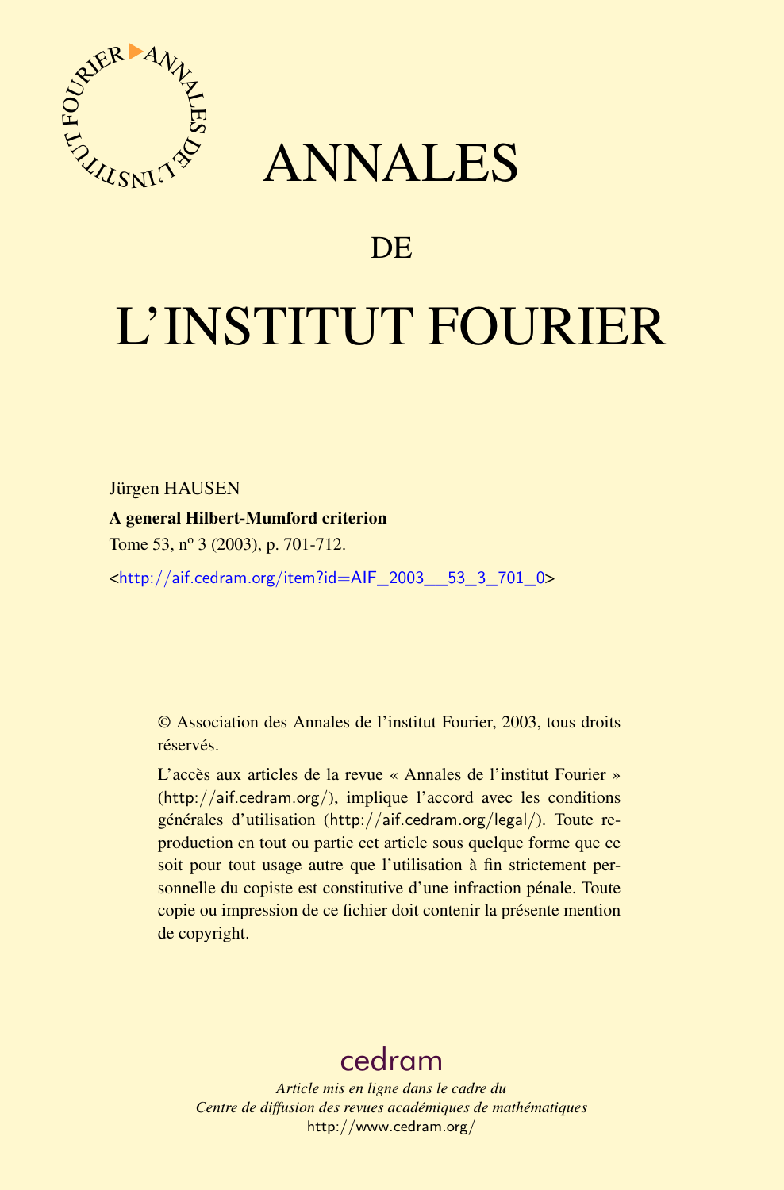# ANNALES

## DE

# L'INSTITUT FOURIER

Jürgen HAUSEN

**A general Hilbert-Mumford criterion**

Tome 53, n° 3 (2003), p. 701-712.

<http://aif.cedram.org/item?id=AIF_2003__53_3_701_0>

© Association des Annales de l'institut Fourier, 2003, tous droits réservés.

L'accès aux articles de la revue « Annales de l'institut Fourier » (http://aif.cedram.org/), implique l'accord avec les conditions générales d'utilisation (http://aif.cedram.org/legal/). Toute reproduction en tout ou partie cet article sous quelque forme que ce soit pour tout usage autre que l'utilisation à fin strictement personnelle du copiste est constitutive d'une infraction pénale. Toute copie ou impression de ce fichier doit contenir la présente mention de copyright.

cedram

*Article mis en ligne dans le cadre du*
*Centre de diffusion des revues académiques de mathématiques*
http://www.cedram.org/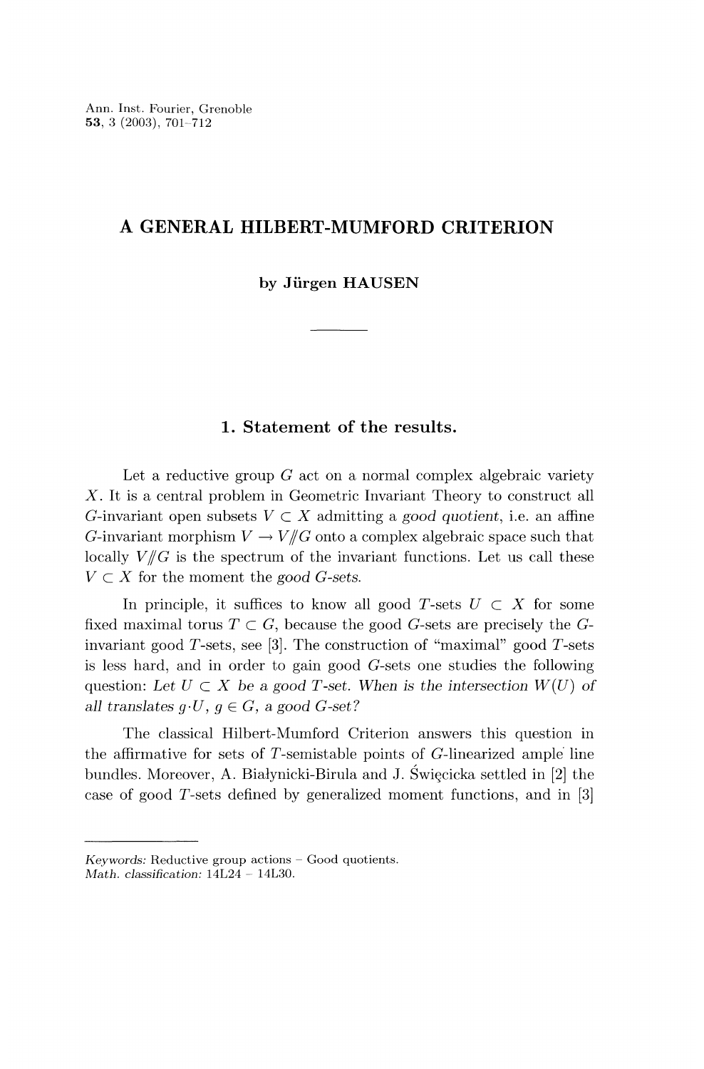# A GENERAL HILBERT-MUMFORD CRITERION

**by Jürgen HAUSEN**

## 1. Statement of the results.

Let a reductive group $G$ act on a normal complex algebraic variety $X$. It is a central problem in Geometric Invariant Theory to construct all $G$-invariant open subsets $V \subset X$ admitting a *good quotient*, i.e. an affine $G$-invariant morphism $V \to V /\!\!/ G$ onto a complex algebraic space such that locally $V /\!\!/ G$ is the spectrum of the invariant functions. Let us call these $V \subset X$ for the moment the *good G-sets*.

In principle, it suffices to know all good $T$-sets $U \subset X$ for some fixed maximal torus $T \subset G$, because the good $G$-sets are precisely the $G$-invariant good $T$-sets, see [3]. The construction of "maximal" good $T$-sets is less hard, and in order to gain good $G$-sets one studies the following question: *Let $U \subset X$ be a good $T$-set. When is the intersection $W(U)$ of all translates $g \cdot U$, $g \in G$, a good $G$-set?*

The classical Hilbert-Mumford Criterion answers this question in the affirmative for sets of $T$-semistable points of $G$-linearized ample line bundles. Moreover, A. Białynicki-Birula and J. Święcicka settled in [2] the case of good $T$-sets defined by generalized moment functions, and in [3]

*Keywords:* Reductive group actions – Good quotients.
*Math. classification:* 14L24 – 14L30.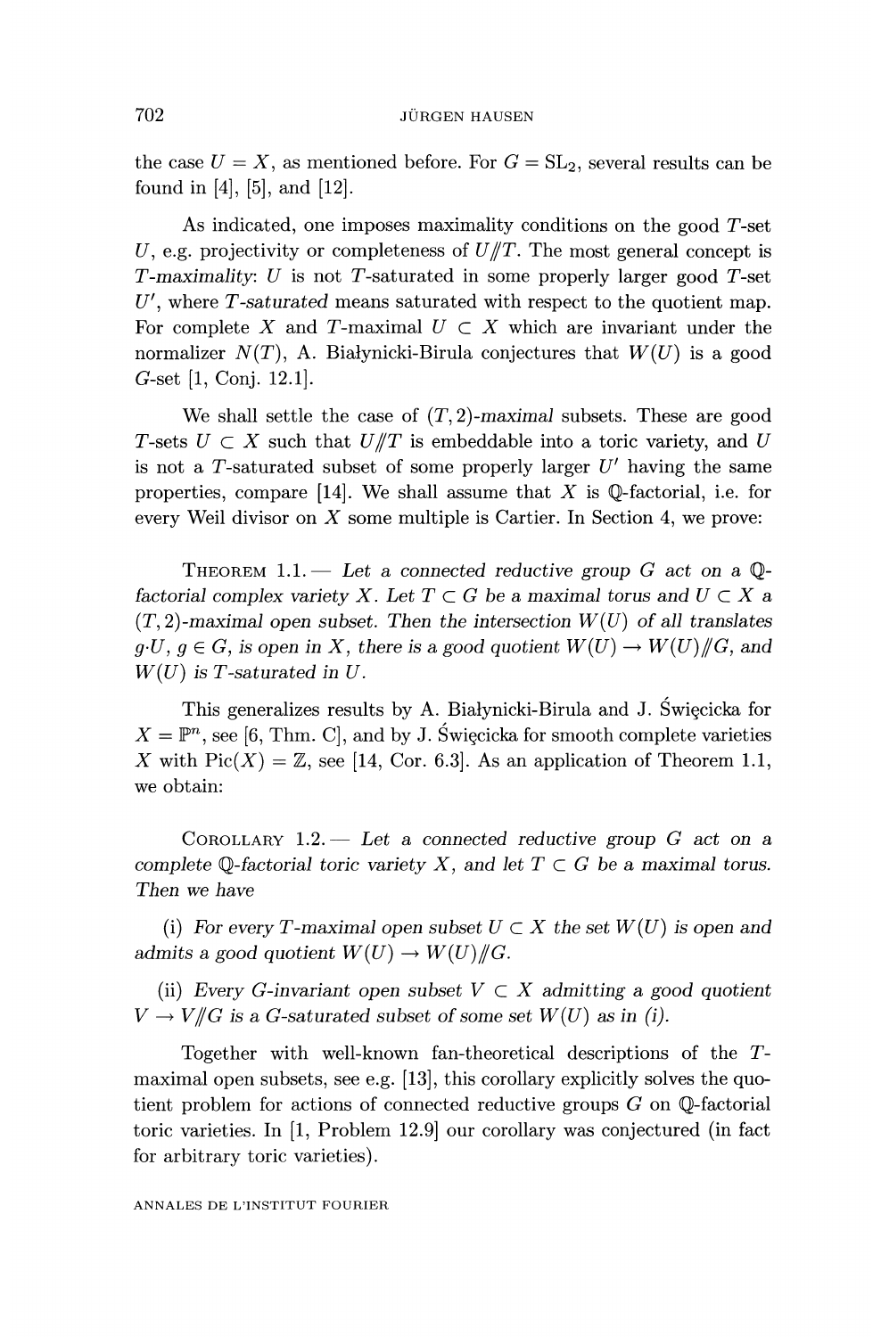the case $U = X$, as mentioned before. For $G = \mathrm{SL}_2$, several results can be found in [4], [5], and [12].

As indicated, one imposes maximality conditions on the good $T$-set $U$, e.g. projectivity or completeness of $U/\!\!/T$. The most general concept is *$T$-maximality*: $U$ is not $T$-saturated in some properly larger good $T$-set $U'$, where *$T$-saturated* means saturated with respect to the quotient map. For complete $X$ and $T$-maximal $U \subset X$ which are invariant under the normalizer $N(T)$, A. Białynicki-Birula conjectures that $W(U)$ is a good $G$-set [1, Conj. 12.1].

We shall settle the case of *$(T,2)$-maximal* subsets. These are good $T$-sets $U \subset X$ such that $U/\!\!/T$ is embeddable into a toric variety, and $U$ is not a $T$-saturated subset of some properly larger $U'$ having the same properties, compare [14]. We shall assume that $X$ is $\mathbb{Q}$-factorial, i.e. for every Weil divisor on $X$ some multiple is Cartier. In Section 4, we prove:

THEOREM 1.1. — *Let a connected reductive group $G$ act on a $\mathbb{Q}$-factorial complex variety $X$. Let $T \subset G$ be a maximal torus and $U \subset X$ a $(T,2)$-maximal open subset. Then the intersection $W(U)$ of all translates $g \cdot U$, $g \in G$, is open in $X$, there is a good quotient $W(U) \to W(U)/\!\!/G$, and $W(U)$ is $T$-saturated in $U$.*

This generalizes results by A. Białynicki-Birula and J. Święcicka for $X = \mathbb{P}^n$, see [6, Thm. C], and by J. Święcicka for smooth complete varieties $X$ with $\mathrm{Pic}(X) = \mathbb{Z}$, see [14, Cor. 6.3]. As an application of Theorem 1.1, we obtain:

COROLLARY 1.2. — *Let a connected reductive group $G$ act on a complete $\mathbb{Q}$-factorial toric variety $X$, and let $T \subset G$ be a maximal torus. Then we have*

(i) *For every $T$-maximal open subset $U \subset X$ the set $W(U)$ is open and admits a good quotient $W(U) \to W(U)/\!\!/G$.*

(ii) *Every $G$-invariant open subset $V \subset X$ admitting a good quotient $V \to V/\!\!/G$ is a $G$-saturated subset of some set $W(U)$ as in (i).*

Together with well-known fan-theoretical descriptions of the $T$-maximal open subsets, see e.g. [13], this corollary explicitly solves the quotient problem for actions of connected reductive groups $G$ on $\mathbb{Q}$-factorial toric varieties. In [1, Problem 12.9] our corollary was conjectured (in fact for arbitrary toric varieties).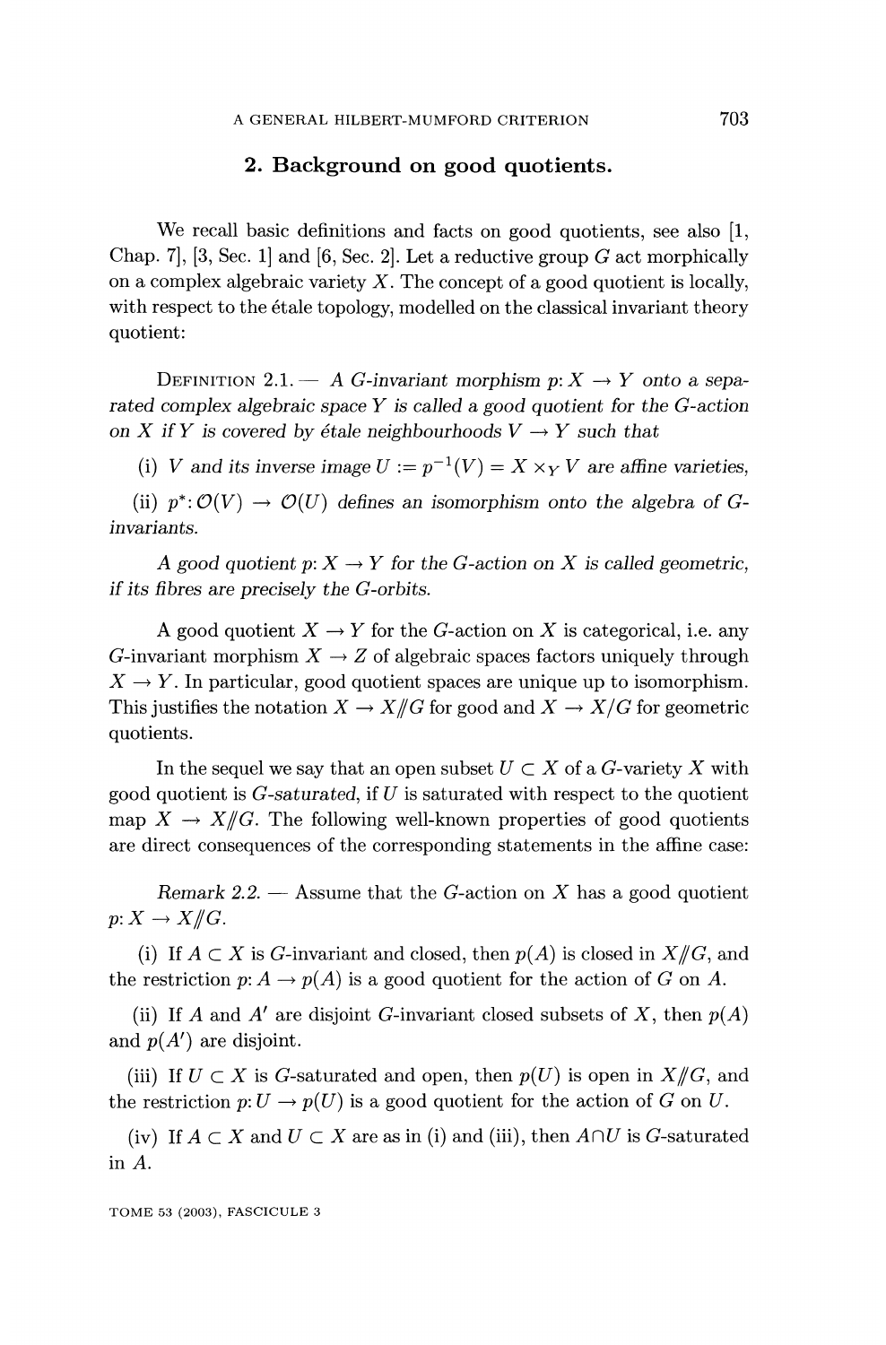## 2. Background on good quotients.

We recall basic definitions and facts on good quotients, see also [1, Chap. 7], [3, Sec. 1] and [6, Sec. 2]. Let a reductive group $G$ act morphically on a complex algebraic variety $X$. The concept of a good quotient is locally, with respect to the étale topology, modelled on the classical invariant theory quotient:

DEFINITION 2.1. — *A $G$-invariant morphism $p: X \to Y$ onto a separated complex algebraic space $Y$ is called a good quotient for the $G$-action on $X$ if $Y$ is covered by étale neighbourhoods $V \to Y$ such that*

*(i) $V$ and its inverse image $U := p^{-1}(V) = X \times_Y V$ are affine varieties,*

*(ii) $p^*: \mathcal{O}(V) \to \mathcal{O}(U)$ defines an isomorphism onto the algebra of $G$-invariants.*

*A good quotient $p: X \to Y$ for the $G$-action on $X$ is called geometric, if its fibres are precisely the $G$-orbits.*

A good quotient $X \to Y$ for the $G$-action on $X$ is categorical, i.e. any $G$-invariant morphism $X \to Z$ of algebraic spaces factors uniquely through $X \to Y$. In particular, good quotient spaces are unique up to isomorphism. This justifies the notation $X \to X/\!\!/G$ for good and $X \to X/G$ for geometric quotients.

In the sequel we say that an open subset $U \subset X$ of a $G$-variety $X$ with good quotient is *$G$-saturated*, if $U$ is saturated with respect to the quotient map $X \to X/\!\!/G$. The following well-known properties of good quotients are direct consequences of the corresponding statements in the affine case:

*Remark 2.2.* — Assume that the $G$-action on $X$ has a good quotient $p: X \to X/\!\!/G$.

(i) If $A \subset X$ is $G$-invariant and closed, then $p(A)$ is closed in $X/\!\!/G$, and the restriction $p: A \to p(A)$ is a good quotient for the action of $G$ on $A$.

(ii) If $A$ and $A'$ are disjoint $G$-invariant closed subsets of $X$, then $p(A)$ and $p(A')$ are disjoint.

(iii) If $U \subset X$ is $G$-saturated and open, then $p(U)$ is open in $X/\!\!/G$, and the restriction $p: U \to p(U)$ is a good quotient for the action of $G$ on $U$.

(iv) If $A \subset X$ and $U \subset X$ are as in (i) and (iii), then $A \cap U$ is $G$-saturated in $A$.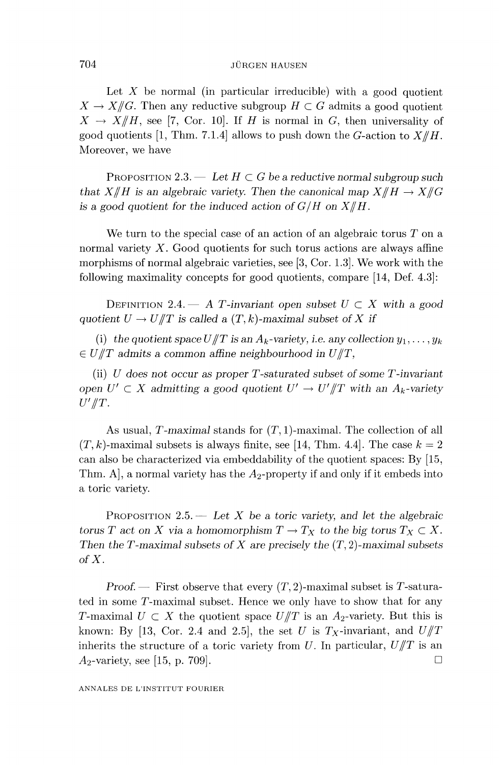Let $X$ be normal (in particular irreducible) with a good quotient $X \to X/\!\!/G$. Then any reductive subgroup $H \subset G$ admits a good quotient $X \to X/\!\!/H$, see [7, Cor. 10]. If $H$ is normal in $G$, then universality of good quotients [1, Thm. 7.1.4] allows to push down the $G$-action to $X/\!\!/H$. Moreover, we have

Proposition 2.3. — *Let $H \subset G$ be a reductive normal subgroup such that $X/\!\!/H$ is an algebraic variety. Then the canonical map $X/\!\!/H \to X/\!\!/G$ is a good quotient for the induced action of $G/H$ on $X/\!\!/H$.*

We turn to the special case of an action of an algebraic torus $T$ on a normal variety $X$. Good quotients for such torus actions are always affine morphisms of normal algebraic varieties, see [3, Cor. 1.3]. We work with the following maximality concepts for good quotients, compare [14, Def. 4.3]:

Definition 2.4. — *A $T$-invariant open subset $U \subset X$ with a good quotient $U \to U/\!\!/T$ is called a $(T,k)$-maximal subset of $X$ if*

(i) *the quotient space $U/\!\!/T$ is an $A_k$-variety, i.e. any collection $y_1, \ldots, y_k \in U/\!\!/T$ admits a common affine neighbourhood in $U/\!\!/T$,*

(ii) *$U$ does not occur as proper $T$-saturated subset of some $T$-invariant open $U' \subset X$ admitting a good quotient $U' \to U'/\!\!/T$ with an $A_k$-variety $U'/\!\!/T$.*

As usual, *$T$-maximal* stands for $(T,1)$-maximal. The collection of all $(T,k)$-maximal subsets is always finite, see [14, Thm. 4.4]. The case $k=2$ can also be characterized via embeddability of the quotient spaces: By [15, Thm. A], a normal variety has the $A_2$-property if and only if it embeds into a toric variety.

Proposition 2.5. — *Let $X$ be a toric variety, and let the algebraic torus $T$ act on $X$ via a homomorphism $T \to T_X$ to the big torus $T_X \subset X$. Then the $T$-maximal subsets of $X$ are precisely the $(T,2)$-maximal subsets of $X$.*

*Proof.* — First observe that every $(T,2)$-maximal subset is $T$-saturated in some $T$-maximal subset. Hence we only have to show that for any $T$-maximal $U \subset X$ the quotient space $U/\!\!/T$ is an $A_2$-variety. But this is known: By [13, Cor. 2.4 and 2.5], the set $U$ is $T_X$-invariant, and $U/\!\!/T$ inherits the structure of a toric variety from $U$. In particular, $U/\!\!/T$ is an $A_2$-variety, see [15, p. 709]. □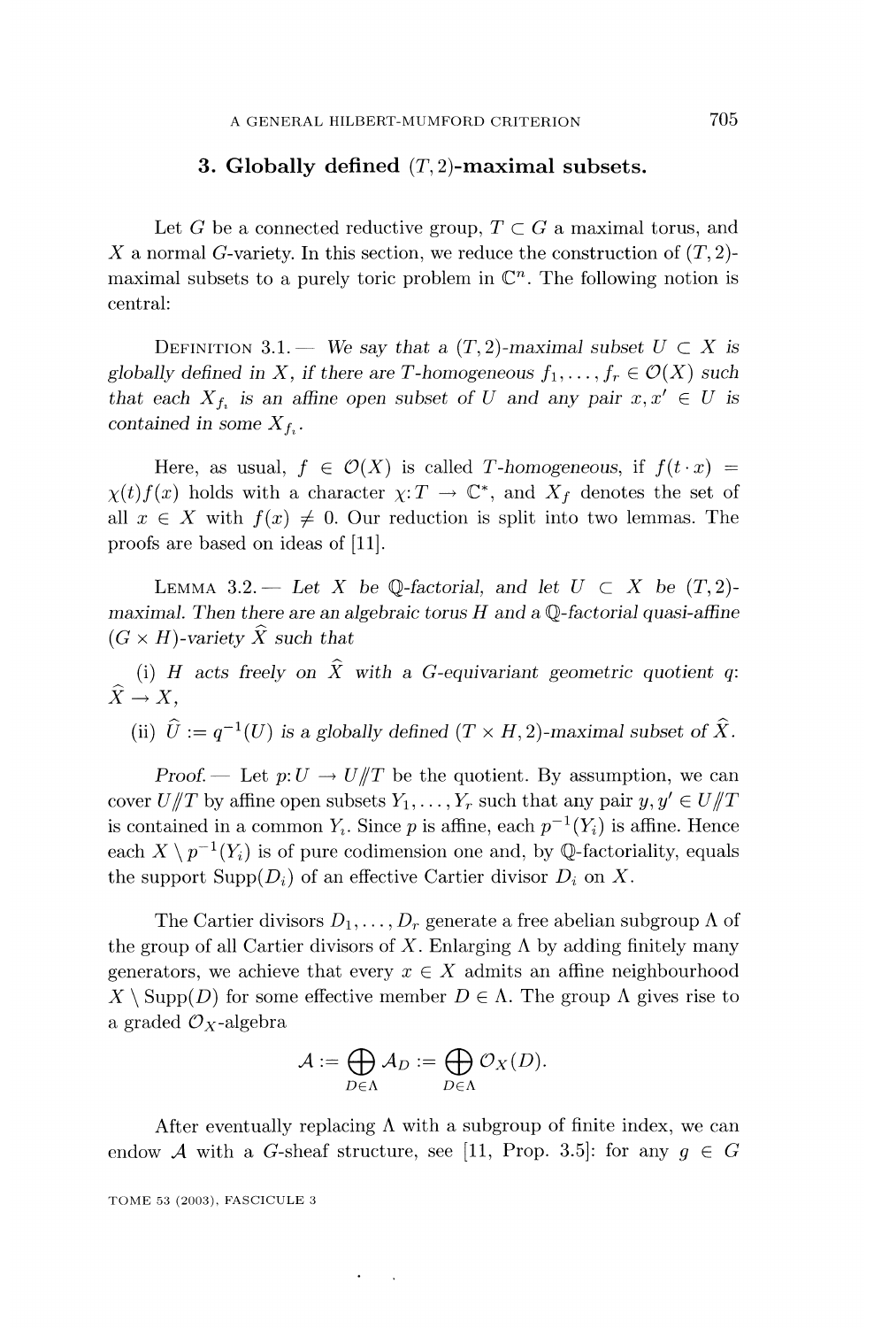## 3. Globally defined $(T, 2)$-maximal subsets.

Let $G$ be a connected reductive group, $T \subset G$ a maximal torus, and $X$ a normal $G$-variety. In this section, we reduce the construction of $(T, 2)$-maximal subsets to a purely toric problem in $\mathbb{C}^n$. The following notion is central:

DEFINITION 3.1. — *We say that a $(T, 2)$-maximal subset $U \subset X$ is globally defined in $X$, if there are $T$-homogeneous $f_1, \ldots, f_r \in \mathcal{O}(X)$ such that each $X_{f_i}$ is an affine open subset of $U$ and any pair $x, x' \in U$ is contained in some $X_{f_i}$.*

Here, as usual, $f \in \mathcal{O}(X)$ is called *$T$-homogeneous*, if $f(t \cdot x) = \chi(t) f(x)$ holds with a character $\chi: T \to \mathbb{C}^*$, and $X_f$ denotes the set of all $x \in X$ with $f(x) \neq 0$. Our reduction is split into two lemmas. The proofs are based on ideas of [11].

LEMMA 3.2. — *Let $X$ be $\mathbb{Q}$-factorial, and let $U \subset X$ be $(T, 2)$-maximal. Then there are an algebraic torus $H$ and a $\mathbb{Q}$-factorial quasi-affine $(G \times H)$-variety $\widehat{X}$ such that*

(i) *$H$ acts freely on $\widehat{X}$ with a $G$-equivariant geometric quotient $q: \widehat{X} \to X$,*

(ii) *$\widehat{U} := q^{-1}(U)$ is a globally defined $(T \times H, 2)$-maximal subset of $\widehat{X}$.*

*Proof.* — Let $p: U \to U /\!\!/ T$ be the quotient. By assumption, we can cover $U /\!\!/ T$ by affine open subsets $Y_1, \ldots, Y_r$ such that any pair $y, y' \in U /\!\!/ T$ is contained in a common $Y_i$. Since $p$ is affine, each $p^{-1}(Y_i)$ is affine. Hence each $X \setminus p^{-1}(Y_i)$ is of pure codimension one and, by $\mathbb{Q}$-factoriality, equals the support $\mathrm{Supp}(D_i)$ of an effective Cartier divisor $D_i$ on $X$.

The Cartier divisors $D_1, \ldots, D_r$ generate a free abelian subgroup $\Lambda$ of the group of all Cartier divisors of $X$. Enlarging $\Lambda$ by adding finitely many generators, we achieve that every $x \in X$ admits an affine neighbourhood $X \setminus \mathrm{Supp}(D)$ for some effective member $D \in \Lambda$. The group $\Lambda$ gives rise to a graded $\mathcal{O}_X$-algebra

$$\mathcal{A} := \bigoplus_{D \in \Lambda} \mathcal{A}_D := \bigoplus_{D \in \Lambda} \mathcal{O}_X(D).$$

After eventually replacing $\Lambda$ with a subgroup of finite index, we can endow $\mathcal{A}$ with a $G$-sheaf structure, see [11, Prop. 3.5]: for any $g \in G$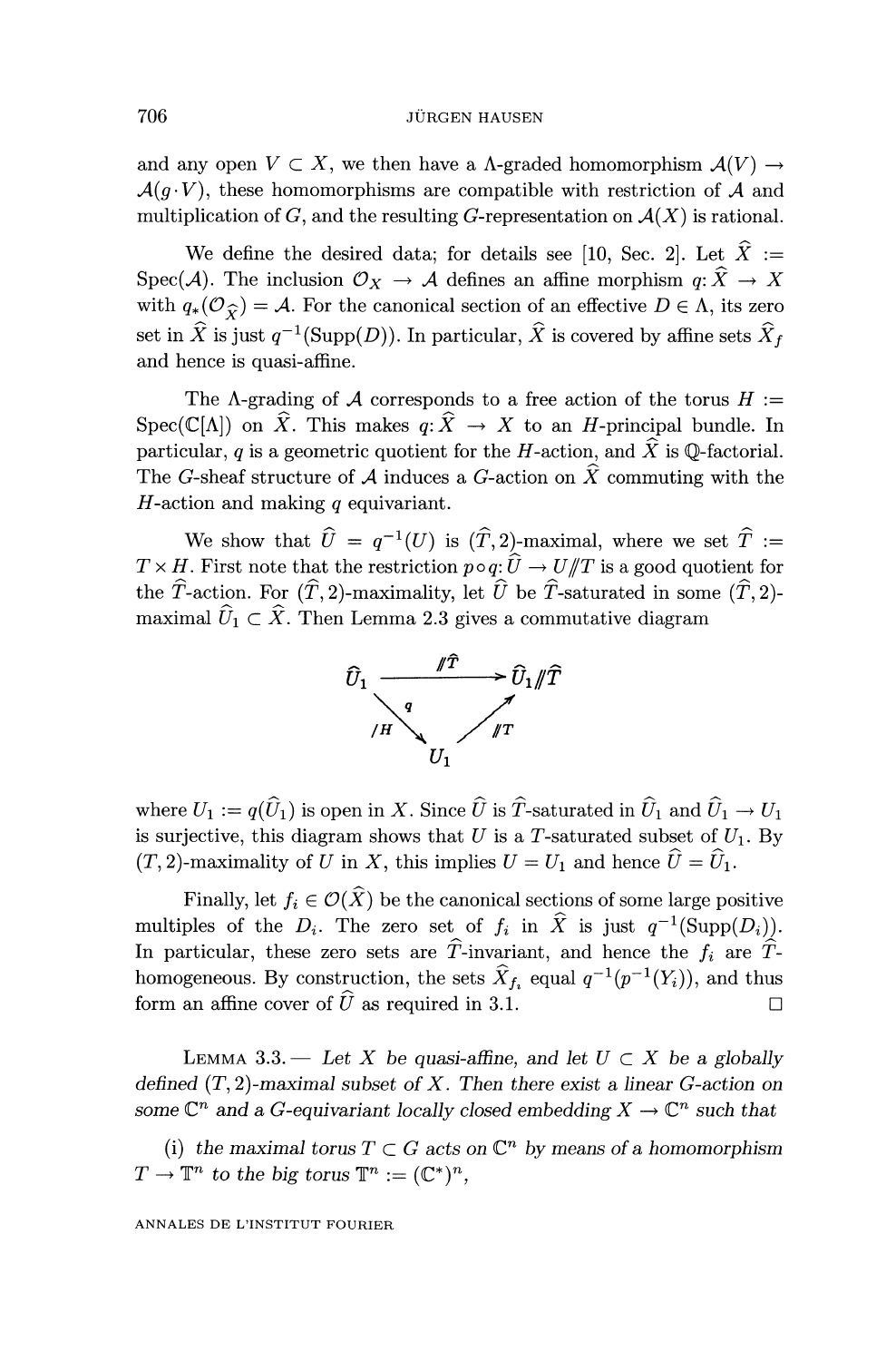and any open $V \subset X$, we then have a $\Lambda$-graded homomorphism $\mathcal{A}(V) \to \mathcal{A}(g \cdot V)$, these homomorphisms are compatible with restriction of $\mathcal{A}$ and multiplication of $G$, and the resulting $G$-representation on $\mathcal{A}(X)$ is rational.

We define the desired data; for details see [10, Sec. 2]. Let $\widehat{X} := \mathrm{Spec}(\mathcal{A})$. The inclusion $\mathcal{O}_X \to \mathcal{A}$ defines an affine morphism $q \colon \widehat{X} \to X$ with $q_*(\mathcal{O}_{\widehat{X}}) = \mathcal{A}$. For the canonical section of an effective $D \in \Lambda$, its zero set in $\widehat{X}$ is just $q^{-1}(\mathrm{Supp}(D))$. In particular, $\widehat{X}$ is covered by affine sets $\widehat{X}_f$ and hence is quasi-affine.

The $\Lambda$-grading of $\mathcal{A}$ corresponds to a free action of the torus $H := \mathrm{Spec}(\mathbb{C}[\Lambda])$ on $\widehat{X}$. This makes $q \colon \widehat{X} \to X$ to an $H$-principal bundle. In particular, $q$ is a geometric quotient for the $H$-action, and $\widehat{X}$ is $\mathbb{Q}$-factorial. The $G$-sheaf structure of $\mathcal{A}$ induces a $G$-action on $\widehat{X}$ commuting with the $H$-action and making $q$ equivariant.

We show that $\widehat{U} = q^{-1}(U)$ is $(\widehat{T}, 2)$-maximal, where we set $\widehat{T} := T \times H$. First note that the restriction $p \circ q \colon \widehat{U} \to U /\!\!/ T$ is a good quotient for the $\widehat{T}$-action. For $(\widehat{T}, 2)$-maximality, let $\widehat{U}$ be $\widehat{T}$-saturated in some $(\widehat{T}, 2)$-maximal $\widehat{U}_1 \subset \widehat{X}$. Then Lemma 2.3 gives a commutative diagram

$$\begin{array}{ccc} \widehat{U}_1 & \xrightarrow{/\!\!/ \widehat{T}} & \widehat{U}_1 /\!\!/ \widehat{T} \\ & {\scriptstyle q,\ /H} \searrow \quad \nearrow {\scriptstyle /\!\!/ T} & \\ & U_1 & \end{array}$$

where $U_1 := q(\widehat{U}_1)$ is open in $X$. Since $\widehat{U}$ is $\widehat{T}$-saturated in $\widehat{U}_1$ and $\widehat{U}_1 \to U_1$ is surjective, this diagram shows that $U$ is a $T$-saturated subset of $U_1$. By $(T, 2)$-maximality of $U$ in $X$, this implies $U = U_1$ and hence $\widehat{U} = \widehat{U}_1$.

Finally, let $f_i \in \mathcal{O}(\widehat{X})$ be the canonical sections of some large positive multiples of the $D_i$. The zero set of $f_i$ in $\widehat{X}$ is just $q^{-1}(\mathrm{Supp}(D_i))$. In particular, these zero sets are $\widehat{T}$-invariant, and hence the $f_i$ are $\widehat{T}$-homogeneous. By construction, the sets $\widehat{X}_{f_i}$ equal $q^{-1}(p^{-1}(Y_i))$, and thus form an affine cover of $\widehat{U}$ as required in 3.1. □

LEMMA 3.3. — *Let $X$ be quasi-affine, and let $U \subset X$ be a globally defined $(T, 2)$-maximal subset of $X$. Then there exist a linear $G$-action on some $\mathbb{C}^n$ and a $G$-equivariant locally closed embedding $X \to \mathbb{C}^n$ such that*

(i) *the maximal torus $T \subset G$ acts on $\mathbb{C}^n$ by means of a homomorphism $T \to \mathbb{T}^n$ to the big torus $\mathbb{T}^n := (\mathbb{C}^*)^n$,*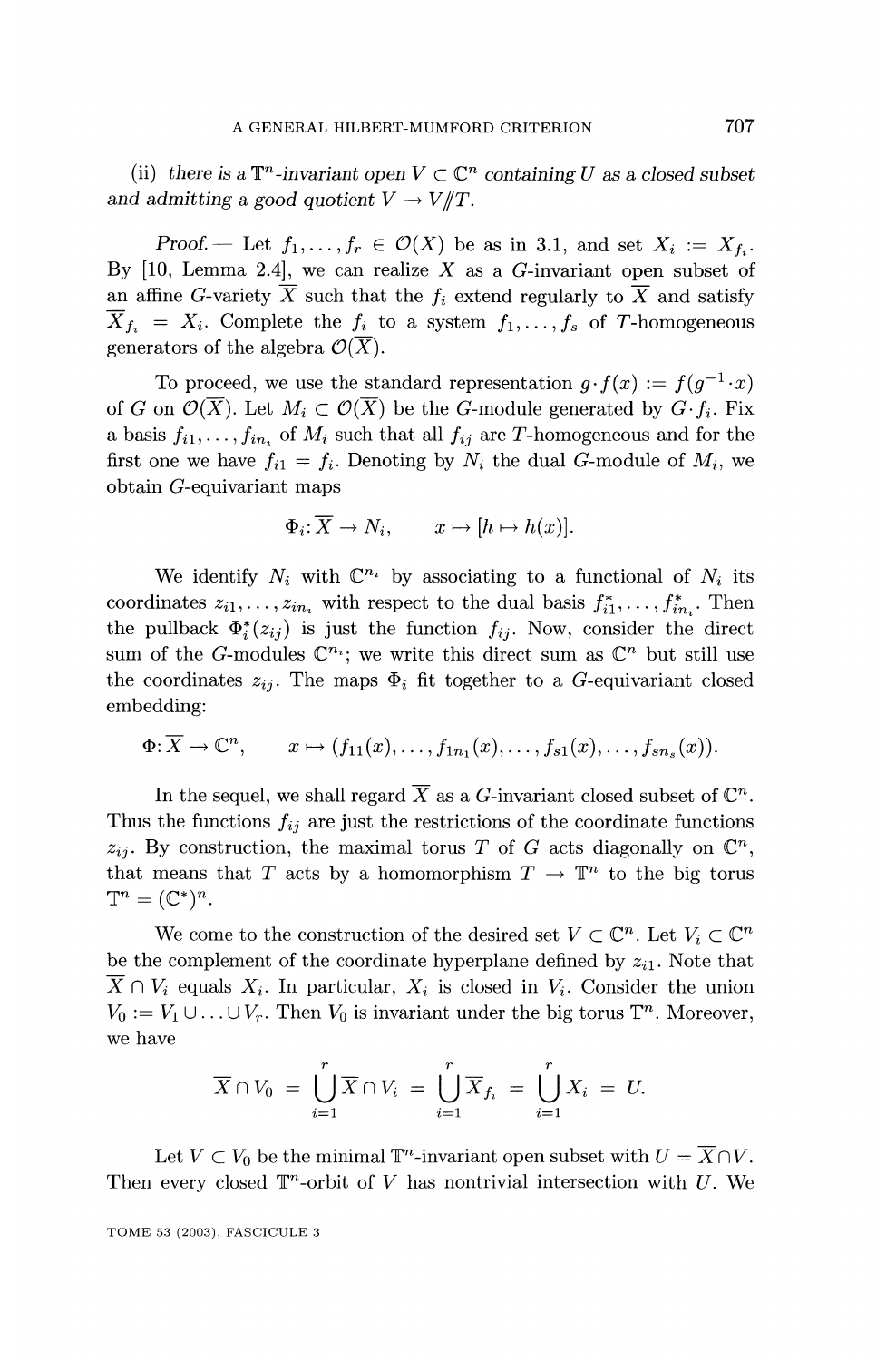(ii) *there is a $\mathbb{T}^n$-invariant open $V \subset \mathbb{C}^n$ containing $U$ as a closed subset and admitting a good quotient $V \to V/\!\!/T$.*

*Proof.* — Let $f_1, \ldots, f_r \in \mathcal{O}(X)$ be as in 3.1, and set $X_i := X_{f_i}$. By [10, Lemma 2.4], we can realize $X$ as a $G$-invariant open subset of an affine $G$-variety $\overline{X}$ such that the $f_i$ extend regularly to $\overline{X}$ and satisfy $\overline{X}_{f_i} = X_i$. Complete the $f_i$ to a system $f_1, \ldots, f_s$ of $T$-homogeneous generators of the algebra $\mathcal{O}(\overline{X})$.

To proceed, we use the standard representation $g \cdot f(x) := f(g^{-1} \cdot x)$ of $G$ on $\mathcal{O}(\overline{X})$. Let $M_i \subset \mathcal{O}(\overline{X})$ be the $G$-module generated by $G \cdot f_i$. Fix a basis $f_{i1}, \ldots, f_{in_i}$ of $M_i$ such that all $f_{ij}$ are $T$-homogeneous and for the first one we have $f_{i1} = f_i$. Denoting by $N_i$ the dual $G$-module of $M_i$, we obtain $G$-equivariant maps

$$\Phi_i \colon \overline{X} \to N_i, \qquad x \mapsto [h \mapsto h(x)].$$

We identify $N_i$ with $\mathbb{C}^{n_i}$ by associating to a functional of $N_i$ its coordinates $z_{i1}, \ldots, z_{in_i}$ with respect to the dual basis $f_{i1}^*, \ldots, f_{in_i}^*$. Then the pullback $\Phi_i^*(z_{ij})$ is just the function $f_{ij}$. Now, consider the direct sum of the $G$-modules $\mathbb{C}^{n_i}$; we write this direct sum as $\mathbb{C}^n$ but still use the coordinates $z_{ij}$. The maps $\Phi_i$ fit together to a $G$-equivariant closed embedding:

$$\Phi \colon \overline{X} \to \mathbb{C}^n, \qquad x \mapsto (f_{11}(x), \ldots, f_{1n_1}(x), \ldots, f_{s1}(x), \ldots, f_{sn_s}(x)).$$

In the sequel, we shall regard $\overline{X}$ as a $G$-invariant closed subset of $\mathbb{C}^n$. Thus the functions $f_{ij}$ are just the restrictions of the coordinate functions $z_{ij}$. By construction, the maximal torus $T$ of $G$ acts diagonally on $\mathbb{C}^n$, that means that $T$ acts by a homomorphism $T \to \mathbb{T}^n$ to the big torus $\mathbb{T}^n = (\mathbb{C}^*)^n$.

We come to the construction of the desired set $V \subset \mathbb{C}^n$. Let $V_i \subset \mathbb{C}^n$ be the complement of the coordinate hyperplane defined by $z_{i1}$. Note that $\overline{X} \cap V_i$ equals $X_i$. In particular, $X_i$ is closed in $V_i$. Consider the union $V_0 := V_1 \cup \ldots \cup V_r$. Then $V_0$ is invariant under the big torus $\mathbb{T}^n$. Moreover, we have

$$\overline{X} \cap V_0 = \bigcup_{i=1}^{r} \overline{X} \cap V_i = \bigcup_{i=1}^{r} \overline{X}_{f_i} = \bigcup_{i=1}^{r} X_i = U.$$

Let $V \subset V_0$ be the minimal $\mathbb{T}^n$-invariant open subset with $U = \overline{X} \cap V$. Then every closed $\mathbb{T}^n$-orbit of $V$ has nontrivial intersection with $U$. We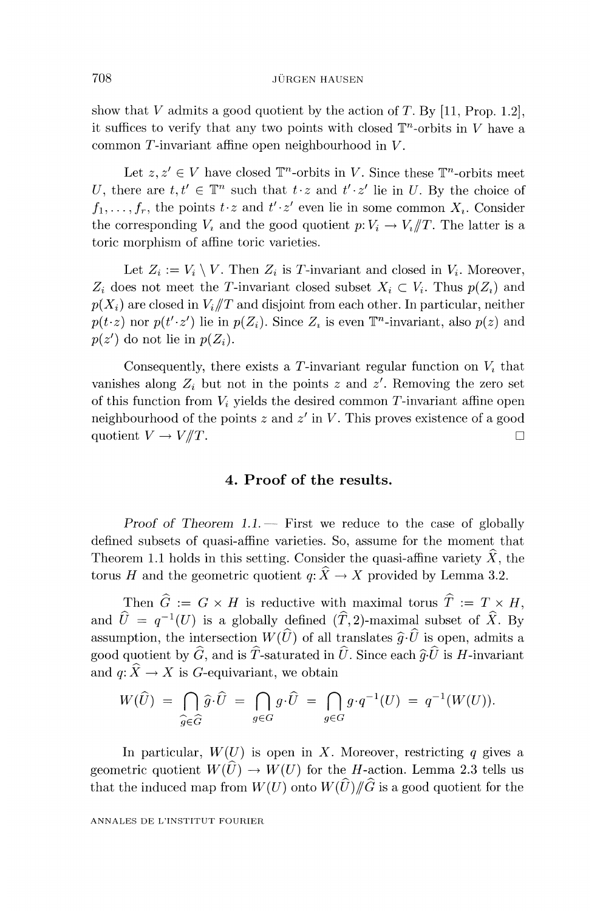show that $V$ admits a good quotient by the action of $T$. By [11, Prop. 1.2], it suffices to verify that any two points with closed $\mathbb{T}^n$-orbits in $V$ have a common $T$-invariant affine open neighbourhood in $V$.

Let $z, z' \in V$ have closed $\mathbb{T}^n$-orbits in $V$. Since these $\mathbb{T}^n$-orbits meet $U$, there are $t, t' \in \mathbb{T}^n$ such that $t \cdot z$ and $t' \cdot z'$ lie in $U$. By the choice of $f_1, \ldots, f_r$, the points $t \cdot z$ and $t' \cdot z'$ even lie in some common $X_i$. Consider the corresponding $V_i$ and the good quotient $p \colon V_i \to V_i /\!\!/ T$. The latter is a toric morphism of affine toric varieties.

Let $Z_i := V_i \setminus V$. Then $Z_i$ is $T$-invariant and closed in $V_i$. Moreover, $Z_i$ does not meet the $T$-invariant closed subset $X_i \subset V_i$. Thus $p(Z_i)$ and $p(X_i)$ are closed in $V_i /\!\!/ T$ and disjoint from each other. In particular, neither $p(t \cdot z)$ nor $p(t' \cdot z')$ lie in $p(Z_i)$. Since $Z_i$ is even $\mathbb{T}^n$-invariant, also $p(z)$ and $p(z')$ do not lie in $p(Z_i)$.

Consequently, there exists a $T$-invariant regular function on $V_i$ that vanishes along $Z_i$ but not in the points $z$ and $z'$. Removing the zero set of this function from $V_i$ yields the desired common $T$-invariant affine open neighbourhood of the points $z$ and $z'$ in $V$. This proves existence of a good quotient $V \to V /\!\!/ T$. □

## 4. Proof of the results.

*Proof of Theorem 1.1.* — First we reduce to the case of globally defined subsets of quasi-affine varieties. So, assume for the moment that Theorem 1.1 holds in this setting. Consider the quasi-affine variety $\widehat{X}$, the torus $H$ and the geometric quotient $q \colon \widehat{X} \to X$ provided by Lemma 3.2.

Then $\widehat{G} := G \times H$ is reductive with maximal torus $\widehat{T} := T \times H$, and $\widehat{U} = q^{-1}(U)$ is a globally defined $(\widehat{T}, 2)$-maximal subset of $\widehat{X}$. By assumption, the intersection $W(\widehat{U})$ of all translates $\widehat{g} \cdot \widehat{U}$ is open, admits a good quotient by $\widehat{G}$, and is $\widehat{T}$-saturated in $\widehat{U}$. Since each $\widehat{g} \cdot \widehat{U}$ is $H$-invariant and $q \colon \widehat{X} \to X$ is $G$-equivariant, we obtain

$$W(\widehat{U}) = \bigcap_{\widehat{g} \in \widehat{G}} \widehat{g} \cdot \widehat{U} = \bigcap_{g \in G} g \cdot \widehat{U} = \bigcap_{g \in G} g \cdot q^{-1}(U) = q^{-1}(W(U)).$$

In particular, $W(U)$ is open in $X$. Moreover, restricting $q$ gives a geometric quotient $W(\widehat{U}) \to W(U)$ for the $H$-action. Lemma 2.3 tells us that the induced map from $W(U)$ onto $W(\widehat{U}) /\!\!/ \widehat{G}$ is a good quotient for the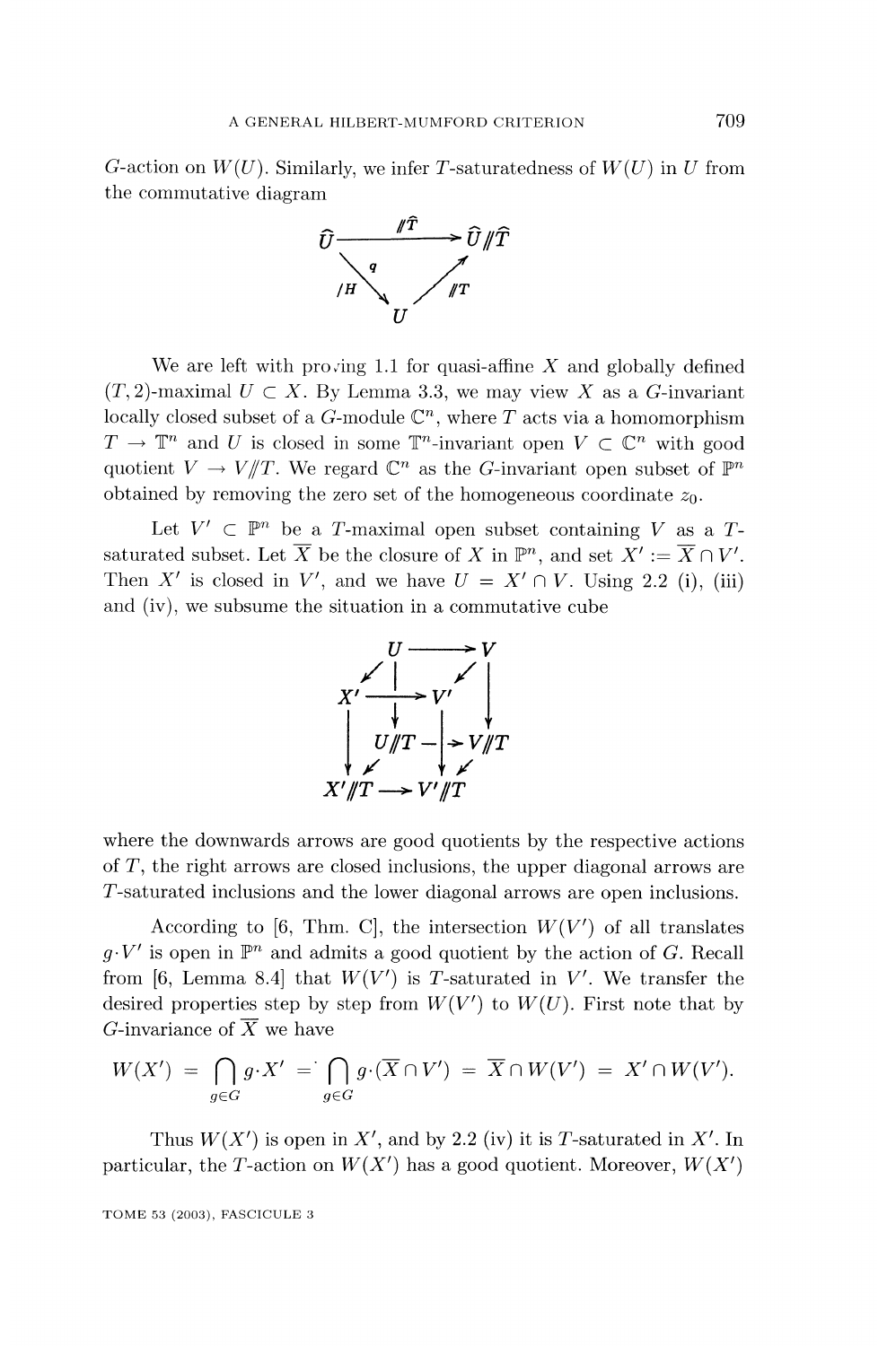$G$-action on $W(U)$. Similarly, we infer $T$-saturatedness of $W(U)$ in $U$ from the commutative diagram

$$\begin{array}{ccc}
\widehat{U} & \xrightarrow{/\!\!/\widehat{T}} & \widehat{U}/\!\!/\widehat{T} \\
& {\scriptstyle /H}\searrow \, q \quad \nearrow{\scriptstyle /\!\!/T} & \\
& U &
\end{array}$$

We are left with proving 1.1 for quasi-affine $X$ and globally defined $(T,2)$-maximal $U \subset X$. By Lemma 3.3, we may view $X$ as a $G$-invariant locally closed subset of a $G$-module $\mathbb{C}^n$, where $T$ acts via a homomorphism $T \to \mathbb{T}^n$ and $U$ is closed in some $\mathbb{T}^n$-invariant open $V \subset \mathbb{C}^n$ with good quotient $V \to V/\!\!/T$. We regard $\mathbb{C}^n$ as the $G$-invariant open subset of $\mathbb{P}^n$ obtained by removing the zero set of the homogeneous coordinate $z_0$.

Let $V' \subset \mathbb{P}^n$ be a $T$-maximal open subset containing $V$ as a $T$-saturated subset. Let $\overline{X}$ be the closure of $X$ in $\mathbb{P}^n$, and set $X' := \overline{X} \cap V'$. Then $X'$ is closed in $V'$, and we have $U = X' \cap V$. Using 2.2 (i), (iii) and (iv), we subsume the situation in a commutative cube

$$\begin{array}{ccccc}
& U & \longrightarrow & V & \\
\swarrow & \downarrow & \swarrow & \downarrow & \\
X' & \longrightarrow & V' & & \\
\downarrow & U/\!\!/T & \dashrightarrow & V/\!\!/T & \\
\swarrow & & \downarrow\swarrow & & \\
X'/\!\!/T & \longrightarrow & V'/\!\!/T & &
\end{array}$$

where the downwards arrows are good quotients by the respective actions of $T$, the right arrows are closed inclusions, the upper diagonal arrows are $T$-saturated inclusions and the lower diagonal arrows are open inclusions.

According to [6, Thm. C], the intersection $W(V')$ of all translates $g \cdot V'$ is open in $\mathbb{P}^n$ and admits a good quotient by the action of $G$. Recall from [6, Lemma 8.4] that $W(V')$ is $T$-saturated in $V'$. We transfer the desired properties step by step from $W(V')$ to $W(U)$. First note that by $G$-invariance of $\overline{X}$ we have

$$W(X') = \bigcap_{g \in G} g \cdot X' = \bigcap_{g \in G} g \cdot (\overline{X} \cap V') = \overline{X} \cap W(V') = X' \cap W(V').$$

Thus $W(X')$ is open in $X'$, and by 2.2 (iv) it is $T$-saturated in $X'$. In particular, the $T$-action on $W(X')$ has a good quotient. Moreover, $W(X')$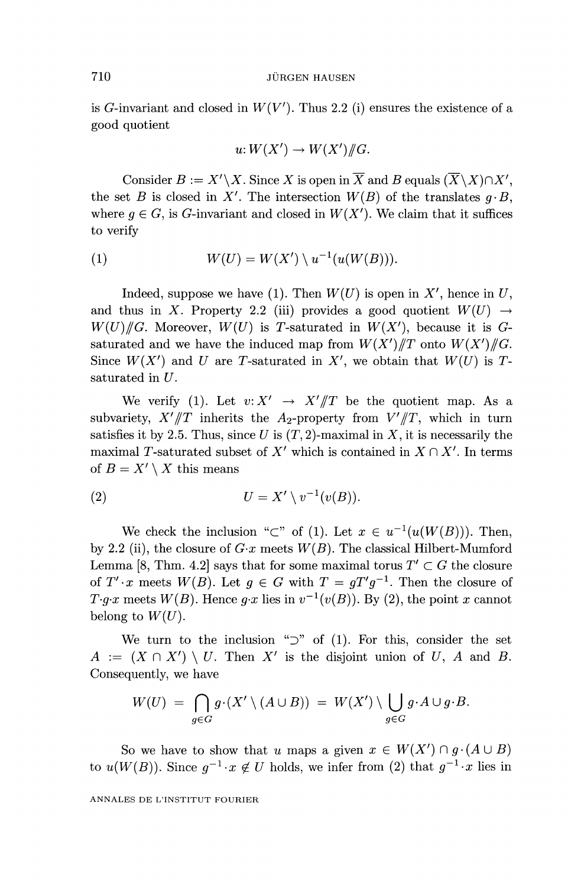is $G$-invariant and closed in $W(V')$. Thus 2.2 (i) ensures the existence of a good quotient

$$u: W(X') \to W(X')/\!\!/G.$$

Consider $B := X' \setminus X$. Since $X$ is open in $\overline{X}$ and $B$ equals $(\overline{X} \setminus X) \cap X'$, the set $B$ is closed in $X'$. The intersection $W(B)$ of the translates $g \cdot B$, where $g \in G$, is $G$-invariant and closed in $W(X')$. We claim that it suffices to verify

$$W(U) = W(X') \setminus u^{-1}(u(W(B))). \tag{1}$$

Indeed, suppose we have (1). Then $W(U)$ is open in $X'$, hence in $U$, and thus in $X$. Property 2.2 (iii) provides a good quotient $W(U) \to W(U)/\!\!/G$. Moreover, $W(U)$ is $T$-saturated in $W(X')$, because it is $G$-saturated and we have the induced map from $W(X')/\!\!/T$ onto $W(X')/\!\!/G$. Since $W(X')$ and $U$ are $T$-saturated in $X'$, we obtain that $W(U)$ is $T$-saturated in $U$.

We verify (1). Let $v: X' \to X'/\!\!/T$ be the quotient map. As a subvariety, $X'/\!\!/T$ inherits the $A_2$-property from $V'/\!\!/T$, which in turn satisfies it by 2.5. Thus, since $U$ is $(T, 2)$-maximal in $X$, it is necessarily the maximal $T$-saturated subset of $X'$ which is contained in $X \cap X'$. In terms of $B = X' \setminus X$ this means

$$U = X' \setminus v^{-1}(v(B)). \tag{2}$$

We check the inclusion "$\subset$" of (1). Let $x \in u^{-1}(u(W(B)))$. Then, by 2.2 (ii), the closure of $G \cdot x$ meets $W(B)$. The classical Hilbert-Mumford Lemma [8, Thm. 4.2] says that for some maximal torus $T' \subset G$ the closure of $T' \cdot x$ meets $W(B)$. Let $g \in G$ with $T = gT'g^{-1}$. Then the closure of $T \cdot g \cdot x$ meets $W(B)$. Hence $g \cdot x$ lies in $v^{-1}(v(B))$. By (2), the point $x$ cannot belong to $W(U)$.

We turn to the inclusion "$\supset$" of (1). For this, consider the set $A := (X \cap X') \setminus U$. Then $X'$ is the disjoint union of $U$, $A$ and $B$. Consequently, we have

$$W(U) = \bigcap_{g \in G} g \cdot (X' \setminus (A \cup B)) = W(X') \setminus \bigcup_{g \in G} g \cdot A \cup g \cdot B.$$

So we have to show that $u$ maps a given $x \in W(X') \cap g \cdot (A \cup B)$ to $u(W(B))$. Since $g^{-1} \cdot x \notin U$ holds, we infer from (2) that $g^{-1} \cdot x$ lies in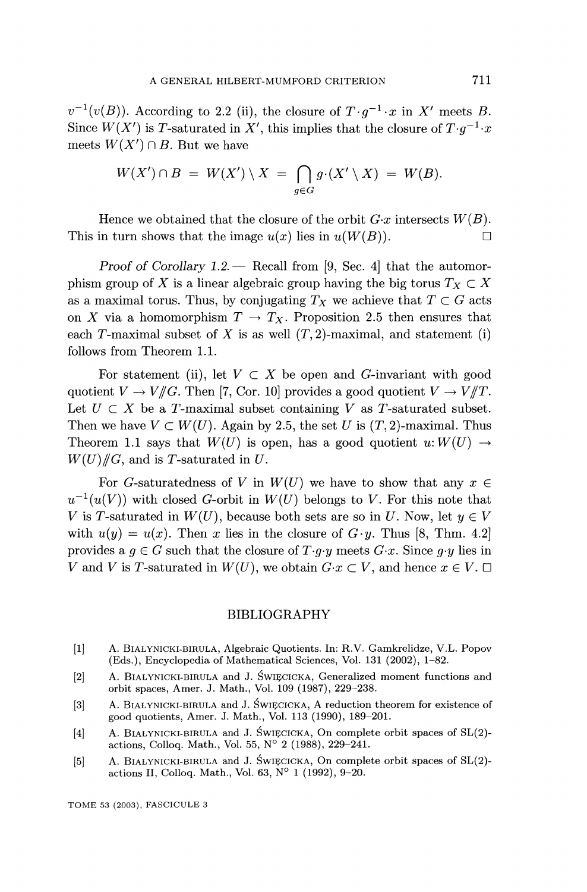$v^{-1}(v(B))$. According to 2.2 (ii), the closure of $T \cdot g^{-1} \cdot x$ in $X'$ meets $B$. Since $W(X')$ is $T$-saturated in $X'$, this implies that the closure of $T \cdot g^{-1} \cdot x$ meets $W(X') \cap B$. But we have

$$W(X') \cap B \;=\; W(X') \setminus X \;=\; \bigcap_{g \in G} g \cdot (X' \setminus X) \;=\; W(B).$$

Hence we obtained that the closure of the orbit $G \cdot x$ intersects $W(B)$. This in turn shows that the image $u(x)$ lies in $u(W(B))$. □

*Proof of Corollary 1.2.* — Recall from [9, Sec. 4] that the automorphism group of $X$ is a linear algebraic group having the big torus $T_X \subset X$ as a maximal torus. Thus, by conjugating $T_X$ we achieve that $T \subset G$ acts on $X$ via a homomorphism $T \to T_X$. Proposition 2.5 then ensures that each $T$-maximal subset of $X$ is as well $(T, 2)$-maximal, and statement (i) follows from Theorem 1.1.

For statement (ii), let $V \subset X$ be open and $G$-invariant with good quotient $V \to V /\!\!/ G$. Then [7, Cor. 10] provides a good quotient $V \to V /\!\!/ T$. Let $U \subset X$ be a $T$-maximal subset containing $V$ as $T$-saturated subset. Then we have $V \subset W(U)$. Again by 2.5, the set $U$ is $(T, 2)$-maximal. Thus Theorem 1.1 says that $W(U)$ is open, has a good quotient $u \colon W(U) \to W(U) /\!\!/ G$, and is $T$-saturated in $U$.

For $G$-saturatedness of $V$ in $W(U)$ we have to show that any $x \in u^{-1}(u(V))$ with closed $G$-orbit in $W(U)$ belongs to $V$. For this note that $V$ is $T$-saturated in $W(U)$, because both sets are so in $U$. Now, let $y \in V$ with $u(y) = u(x)$. Then $x$ lies in the closure of $G \cdot y$. Thus [8, Thm. 4.2] provides a $g \in G$ such that the closure of $T \cdot g \cdot y$ meets $G \cdot x$. Since $g \cdot y$ lies in $V$ and $V$ is $T$-saturated in $W(U)$, we obtain $G \cdot x \subset V$, and hence $x \in V$. □

## BIBLIOGRAPHY

[1] A. Białynicki-Birula, Algebraic Quotients. In: R.V. Gamkrelidze, V.L. Popov (Eds.), Encyclopedia of Mathematical Sciences, Vol. 131 (2002), 1–82.

[2] A. Białynicki-Birula and J. Święcicka, Generalized moment functions and orbit spaces, Amer. J. Math., Vol. 109 (1987), 229–238.

[3] A. Białynicki-Birula and J. Święcicka, A reduction theorem for existence of good quotients, Amer. J. Math., Vol. 113 (1990), 189–201.

[4] A. Białynicki-Birula and J. Święcicka, On complete orbit spaces of SL(2)-actions, Colloq. Math., Vol. 55, N° 2 (1988), 229–241.

[5] A. Białynicki-Birula and J. Święcicka, On complete orbit spaces of SL(2)-actions II, Colloq. Math., Vol. 63, N° 1 (1992), 9–20.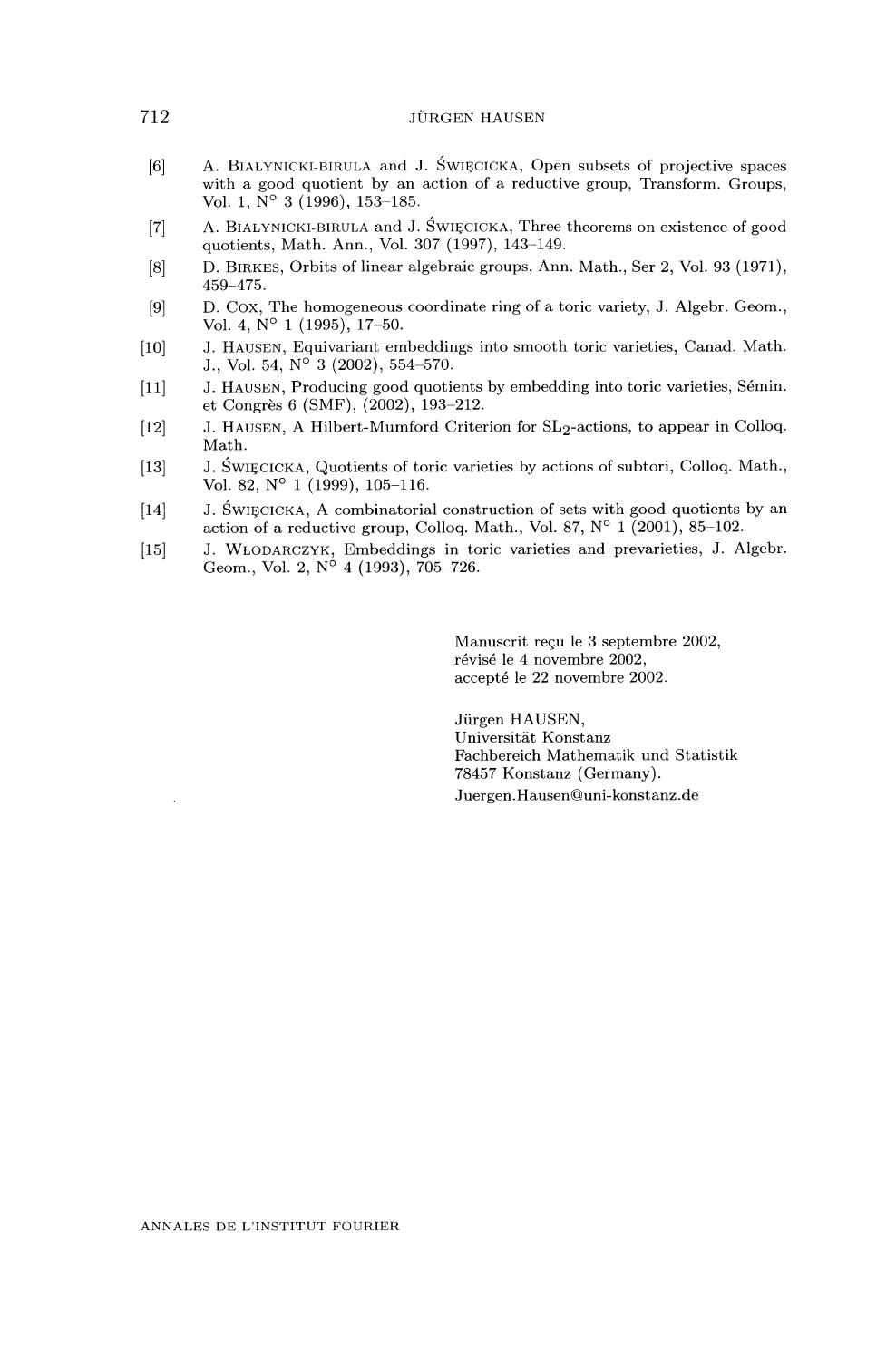[6] A. BIALYNICKI-BIRULA and J. ŚWIĘCICKA, Open subsets of projective spaces with a good quotient by an action of a reductive group, Transform. Groups, Vol. 1, N° 3 (1996), 153–185.

[7] A. BIALYNICKI-BIRULA and J. ŚWIĘCICKA, Three theorems on existence of good quotients, Math. Ann., Vol. 307 (1997), 143–149.

[8] D. BIRKES, Orbits of linear algebraic groups, Ann. Math., Ser 2, Vol. 93 (1971), 459–475.

[9] D. COX, The homogeneous coordinate ring of a toric variety, J. Algebr. Geom., Vol. 4, N° 1 (1995), 17–50.

[10] J. HAUSEN, Equivariant embeddings into smooth toric varieties, Canad. Math. J., Vol. 54, N° 3 (2002), 554–570.

[11] J. HAUSEN, Producing good quotients by embedding into toric varieties, Sémin. et Congrès 6 (SMF), (2002), 193–212.

[12] J. HAUSEN, A Hilbert-Mumford Criterion for $SL_2$-actions, to appear in Colloq. Math.

[13] J. ŚWIĘCICKA, Quotients of toric varieties by actions of subtori, Colloq. Math., Vol. 82, N° 1 (1999), 105–116.

[14] J. ŚWIĘCICKA, A combinatorial construction of sets with good quotients by an action of a reductive group, Colloq. Math., Vol. 87, N° 1 (2001), 85–102.

[15] J. WLODARCZYK, Embeddings in toric varieties and prevarieties, J. Algebr. Geom., Vol. 2, N° 4 (1993), 705–726.

Manuscrit reçu le 3 septembre 2002,
révisé le 4 novembre 2002,
accepté le 22 novembre 2002.

Jürgen HAUSEN,
Universität Konstanz
Fachbereich Mathematik und Statistik
78457 Konstanz (Germany).
Juergen.Hausen@uni-konstanz.de